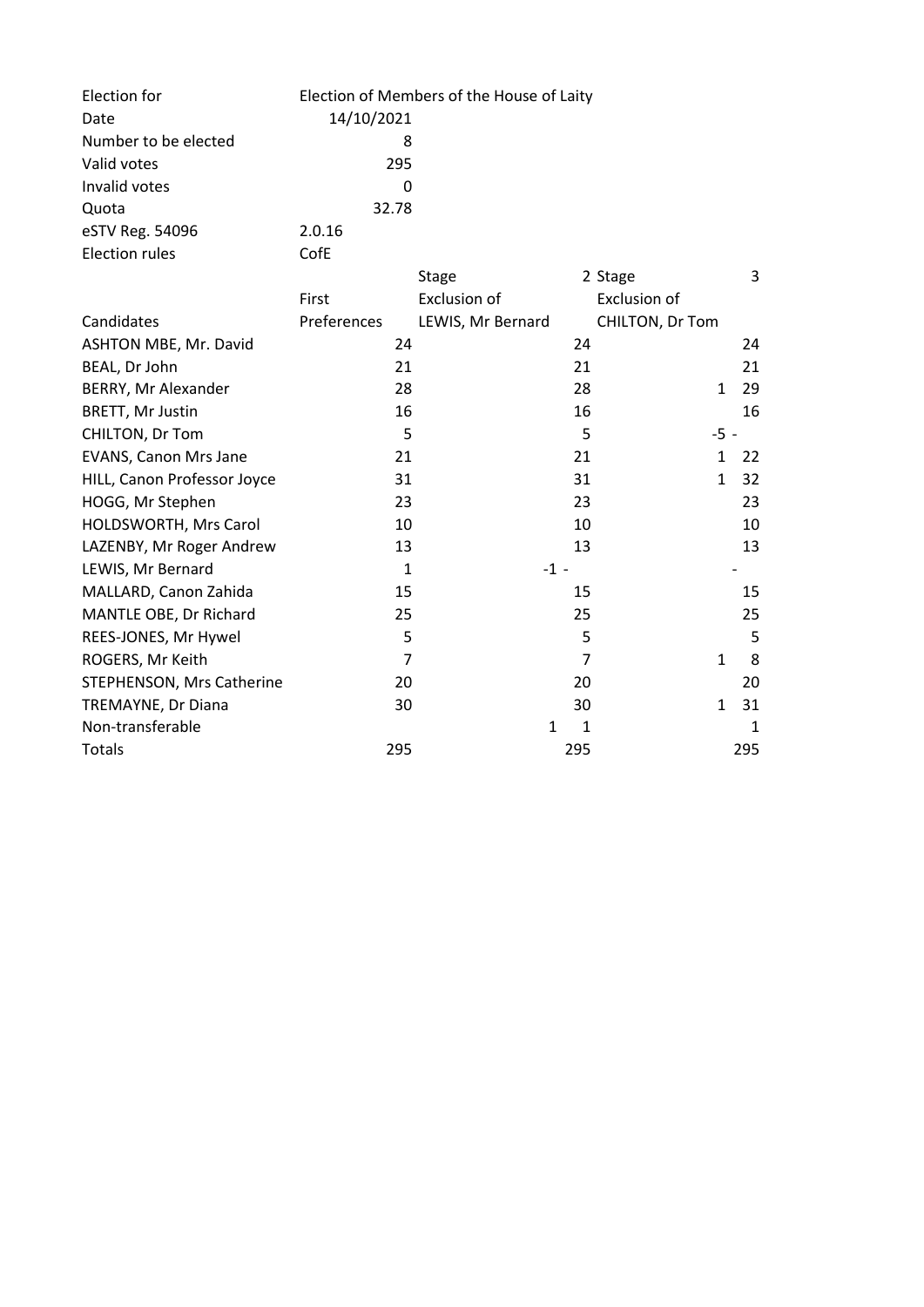| Election for | Election of Members of the House of Laity |
|---|---|
| Date | 14/10/2021 |
| Number to be elected | 8 |
| Valid votes | 295 |
| Invalid votes | 0 |
| Quota | 32.78 |
| eSTV Reg. 54096 | 2.0.16 |
| Election rules | CofE |

| | | Stage 2 | | Stage 3 | |
|---|---|---|---|---|---|
| | First | Exclusion of | | Exclusion of | |
| Candidates | Preferences | LEWIS, Mr Bernard | | CHILTON, Dr Tom | |
| ASHTON MBE, Mr. David | 24 | | 24 | | 24 |
| BEAL, Dr John | 21 | | 21 | | 21 |
| BERRY, Mr Alexander | 28 | | 28 | 1 | 29 |
| BRETT, Mr Justin | 16 | | 16 | | 16 |
| CHILTON, Dr Tom | 5 | | 5 | -5 | - |
| EVANS, Canon Mrs Jane | 21 | | 21 | 1 | 22 |
| HILL, Canon Professor Joyce | 31 | | 31 | 1 | 32 |
| HOGG, Mr Stephen | 23 | | 23 | | 23 |
| HOLDSWORTH, Mrs Carol | 10 | | 10 | | 10 |
| LAZENBY, Mr Roger Andrew | 13 | | 13 | | 13 |
| LEWIS, Mr Bernard | 1 | -1 | - | | - |
| MALLARD, Canon Zahida | 15 | | 15 | | 15 |
| MANTLE OBE, Dr Richard | 25 | | 25 | | 25 |
| REES-JONES, Mr Hywel | 5 | | 5 | | 5 |
| ROGERS, Mr Keith | 7 | | 7 | 1 | 8 |
| STEPHENSON, Mrs Catherine | 20 | | 20 | | 20 |
| TREMAYNE, Dr Diana | 30 | | 30 | 1 | 31 |
| Non-transferable | | 1 | 1 | | 1 |
| Totals | 295 | | 295 | | 295 |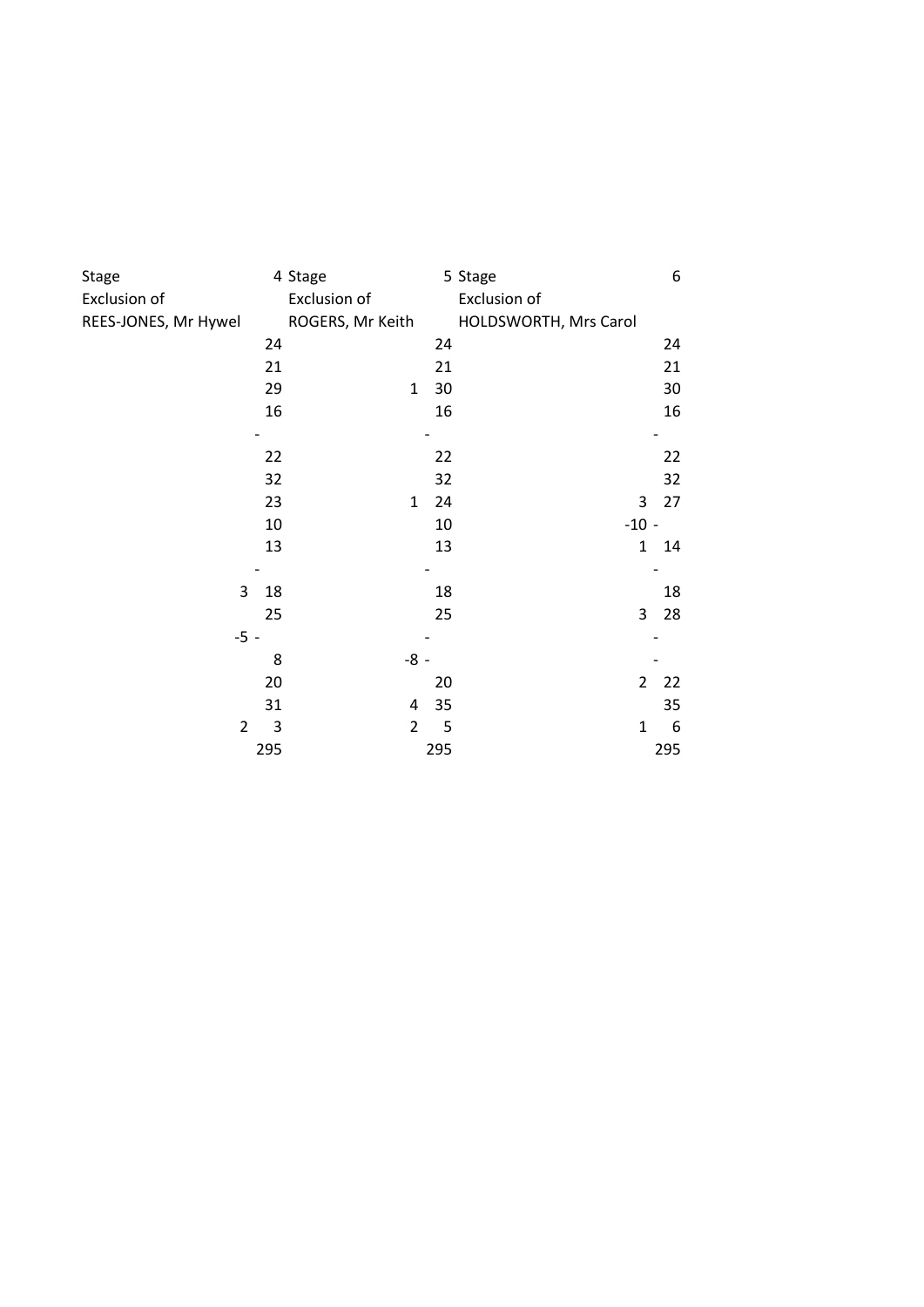| Stage | 4 | Stage | 5 | Stage | 6 |
|---|---|---|---|---|---|
| Exclusion of | | Exclusion of | | Exclusion of | |
| REES-JONES, Mr Hywel | | ROGERS, Mr Keith | | HOLDSWORTH, Mrs Carol | |
| | 24 | | 24 | | 24 |
| | 21 | | 21 | | 21 |
| | 29 | 1 | 30 | | 30 |
| | 16 | | 16 | | 16 |
| | - | | - | | - |
| | 22 | | 22 | | 22 |
| | 32 | | 32 | | 32 |
| | 23 | 1 | 24 | 3 | 27 |
| | 10 | | 10 | -10 | - |
| | 13 | | 13 | 1 | 14 |
| | - | | - | | - |
| 3 | 18 | | 18 | | 18 |
| | 25 | | 25 | 3 | 28 |
| -5 | - | | - | | - |
| | 8 | -8 | - | | - |
| | 20 | | 20 | 2 | 22 |
| | 31 | 4 | 35 | | 35 |
| 2 | 3 | 2 | 5 | 1 | 6 |
| | 295 | | 295 | | 295 |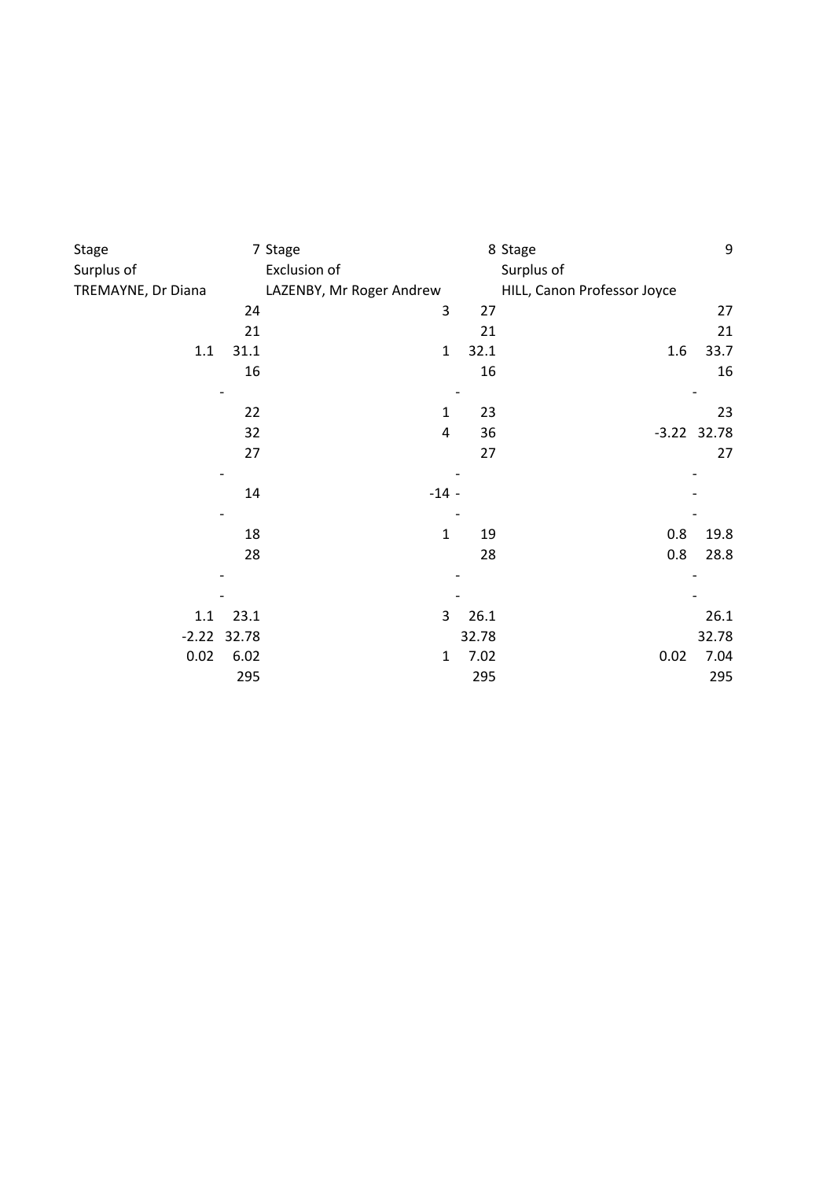| Stage 7 | | Stage 8 | | Stage 9 | |
|---|---|---|---|---|---|
| Surplus of | | Exclusion of | | Surplus of | |
| TREMAYNE, Dr Diana | | LAZENBY, Mr Roger Andrew | | HILL, Canon Professor Joyce | |
| | 24 | 3 | 27 | | 27 |
| | 21 | | 21 | | 21 |
| 1.1 | 31.1 | 1 | 32.1 | 1.6 | 33.7 |
| | 16 | | 16 | | 16 |
| - | | - | | - | |
| | 22 | 1 | 23 | | 23 |
| | 32 | 4 | 36 | -3.22 | 32.78 |
| | 27 | | 27 | | 27 |
| - | | - | | - | |
| | 14 | -14 | - | - | |
| - | | - | | - | |
| | 18 | 1 | 19 | 0.8 | 19.8 |
| | 28 | | 28 | 0.8 | 28.8 |
| - | | - | | - | |
| - | | - | | - | |
| 1.1 | 23.1 | 3 | 26.1 | | 26.1 |
| -2.22 | 32.78 | | 32.78 | | 32.78 |
| 0.02 | 6.02 | 1 | 7.02 | 0.02 | 7.04 |
| | 295 | | 295 | | 295 |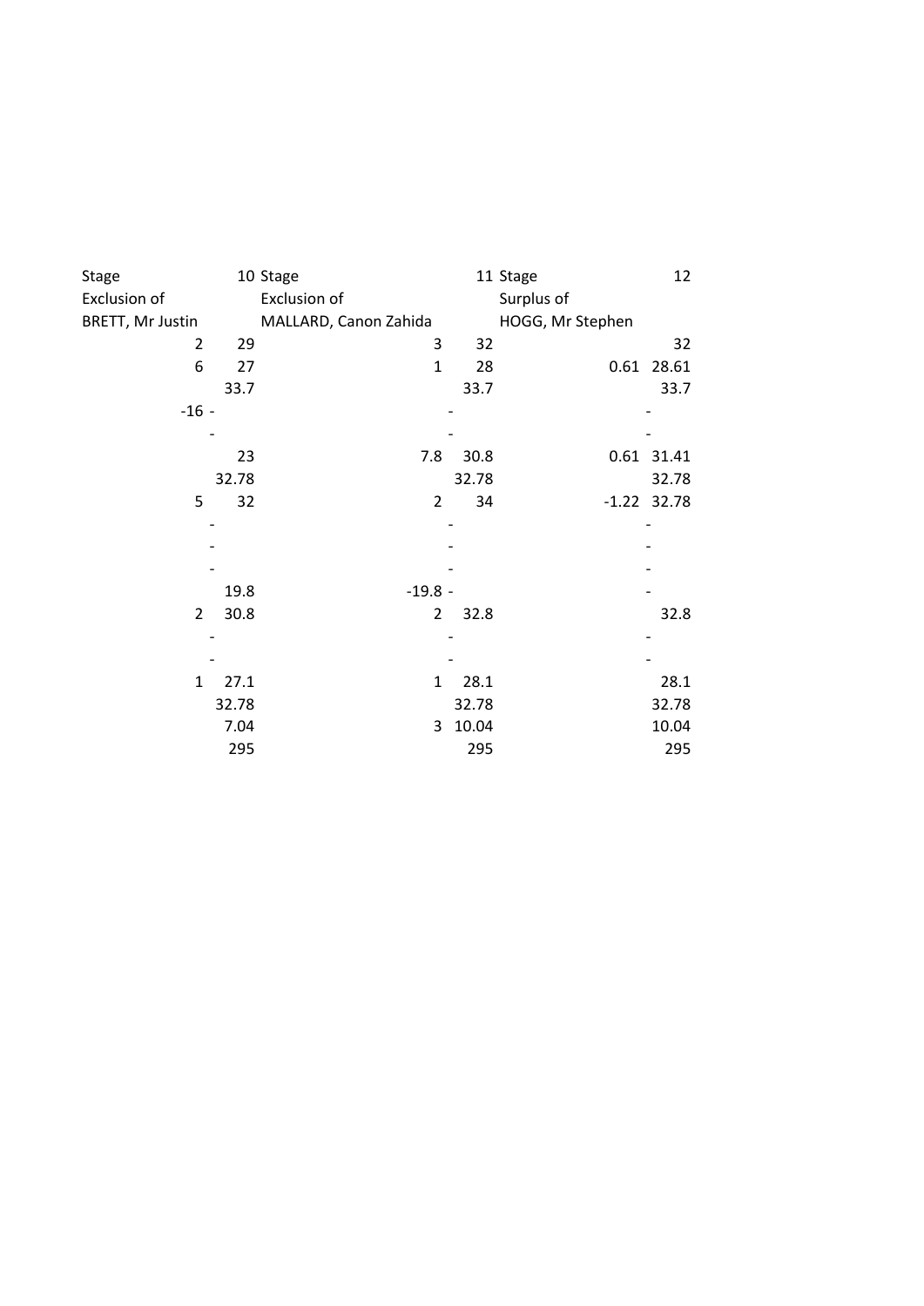| Stage | 10 | Stage | 11 | Stage | 12 |
|---|---|---|---|---|---|
| Exclusion of | | Exclusion of | | Surplus of | |
| BRETT, Mr Justin | | MALLARD, Canon Zahida | | HOGG, Mr Stephen | |
| 2 | 29 | 3 | 32 | | 32 |
| 6 | 27 | 1 | 28 | 0.61 | 28.61 |
| | 33.7 | | 33.7 | | 33.7 |
| -16 | - | | - | | - |
| | - | | - | | - |
| | 23 | 7.8 | 30.8 | 0.61 | 31.41 |
| | 32.78 | | 32.78 | | 32.78 |
| 5 | 32 | 2 | 34 | -1.22 | 32.78 |
| | - | | - | | - |
| | - | | - | | - |
| | - | | - | | - |
| | 19.8 | -19.8 | - | | - |
| 2 | 30.8 | 2 | 32.8 | | 32.8 |
| | - | | - | | - |
| | - | | - | | - |
| 1 | 27.1 | 1 | 28.1 | | 28.1 |
| | 32.78 | | 32.78 | | 32.78 |
| | 7.04 | 3 | 10.04 | | 10.04 |
| | 295 | | 295 | | 295 |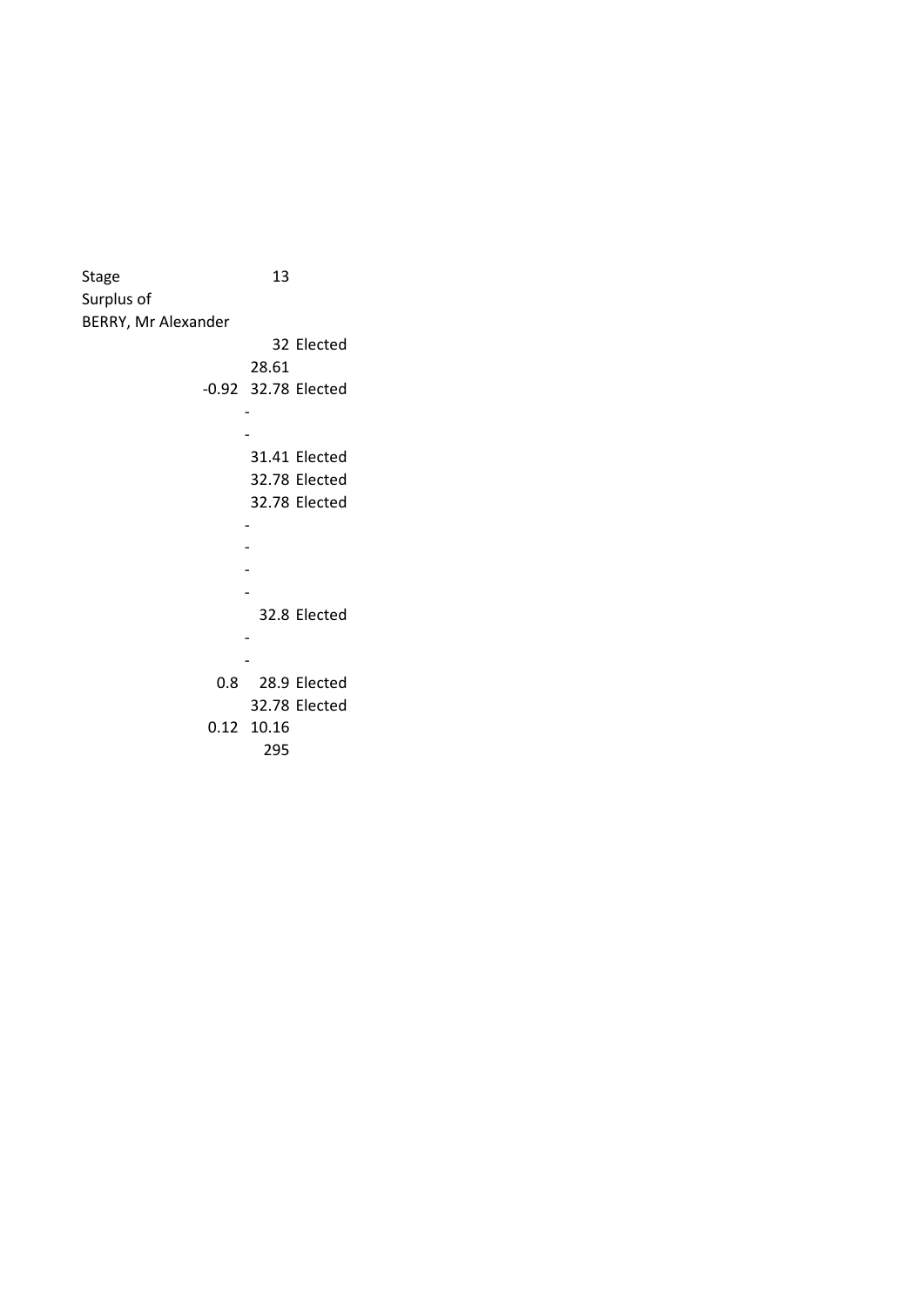| | | | |
|---|---|---|---|
| Stage | | 13 | |
| Surplus of BERRY, Mr Alexander | | | |
| | | 32 | Elected |
| | | 28.61 | |
| | -0.92 | 32.78 | Elected |
| | | - | |
| | | - | |
| | | 31.41 | Elected |
| | | 32.78 | Elected |
| | | 32.78 | Elected |
| | | - | |
| | | - | |
| | | - | |
| | | - | |
| | | 32.8 | Elected |
| | | - | |
| | | - | |
| | 0.8 | 28.9 | Elected |
| | | 32.78 | Elected |
| | 0.12 | 10.16 | |
| | | 295 | |